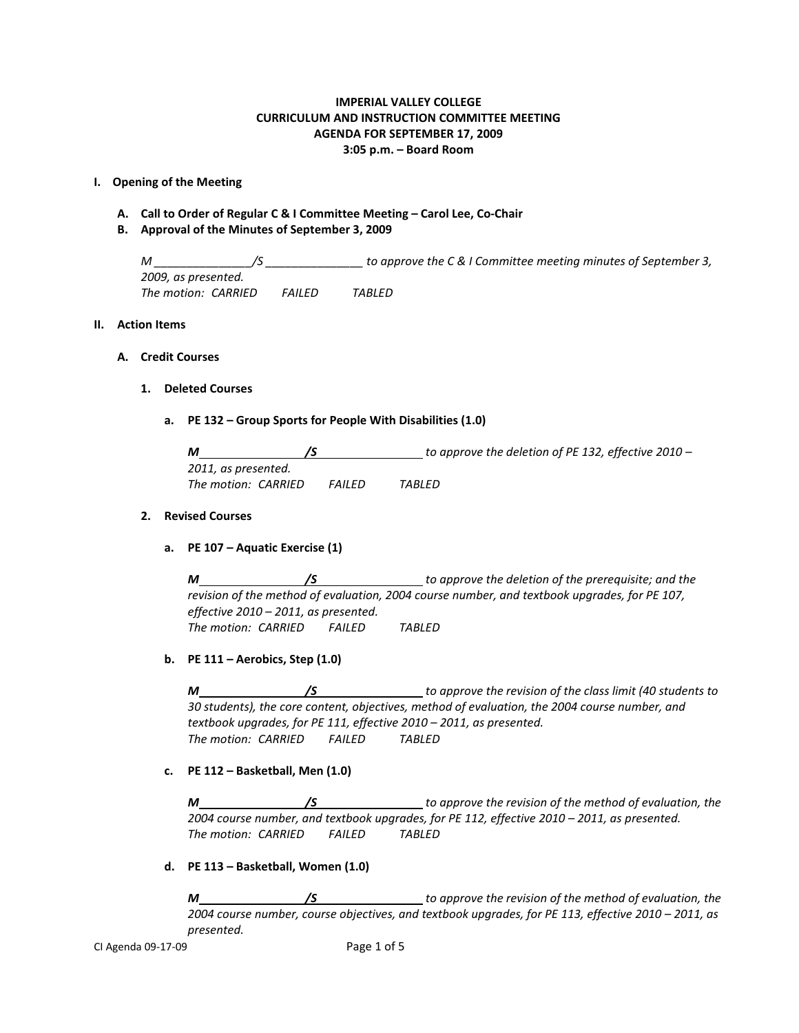**IMPERIAL VALLEY COLLEGE**
**CURRICULUM AND INSTRUCTION COMMITTEE MEETING**
**AGENDA FOR SEPTEMBER 17, 2009**
**3:05 p.m. – Board Room**

## I. Opening of the Meeting

**A. Call to Order of Regular C & I Committee Meeting – Carol Lee, Co-Chair**

**B. Approval of the Minutes of September 3, 2009**

*M _______________/S _______________ to approve the C & I Committee meeting minutes of September 3, 2009, as presented.*
*The motion: CARRIED FAILED TABLED*

## II. Action Items

### A. Credit Courses

#### 1. Deleted Courses

**a. PE 132 – Group Sports for People With Disabilities (1.0)**

***M*_______________*/S*_______________ *to approve the deletion of PE 132, effective 2010 – 2011, as presented.*
*The motion: CARRIED FAILED TABLED*

#### 2. Revised Courses

**a. PE 107 – Aquatic Exercise (1)**

***M*_______________*/S*_______________ *to approve the deletion of the prerequisite; and the revision of the method of evaluation, 2004 course number, and textbook upgrades, for PE 107, effective 2010 – 2011, as presented.*
*The motion: CARRIED FAILED TABLED*

**b. PE 111 – Aerobics, Step (1.0)**

***M*_______________*/S*_______________ *to approve the revision of the class limit (40 students to 30 students), the core content, objectives, method of evaluation, the 2004 course number, and textbook upgrades, for PE 111, effective 2010 – 2011, as presented.*
*The motion: CARRIED FAILED TABLED*

**c. PE 112 – Basketball, Men (1.0)**

***M*_______________*/S*_______________ *to approve the revision of the method of evaluation, the 2004 course number, and textbook upgrades, for PE 112, effective 2010 – 2011, as presented.*
*The motion: CARRIED FAILED TABLED*

**d. PE 113 – Basketball, Women (1.0)**

***M*_______________*/S*_______________ *to approve the revision of the method of evaluation, the 2004 course number, course objectives, and textbook upgrades, for PE 113, effective 2010 – 2011, as presented.*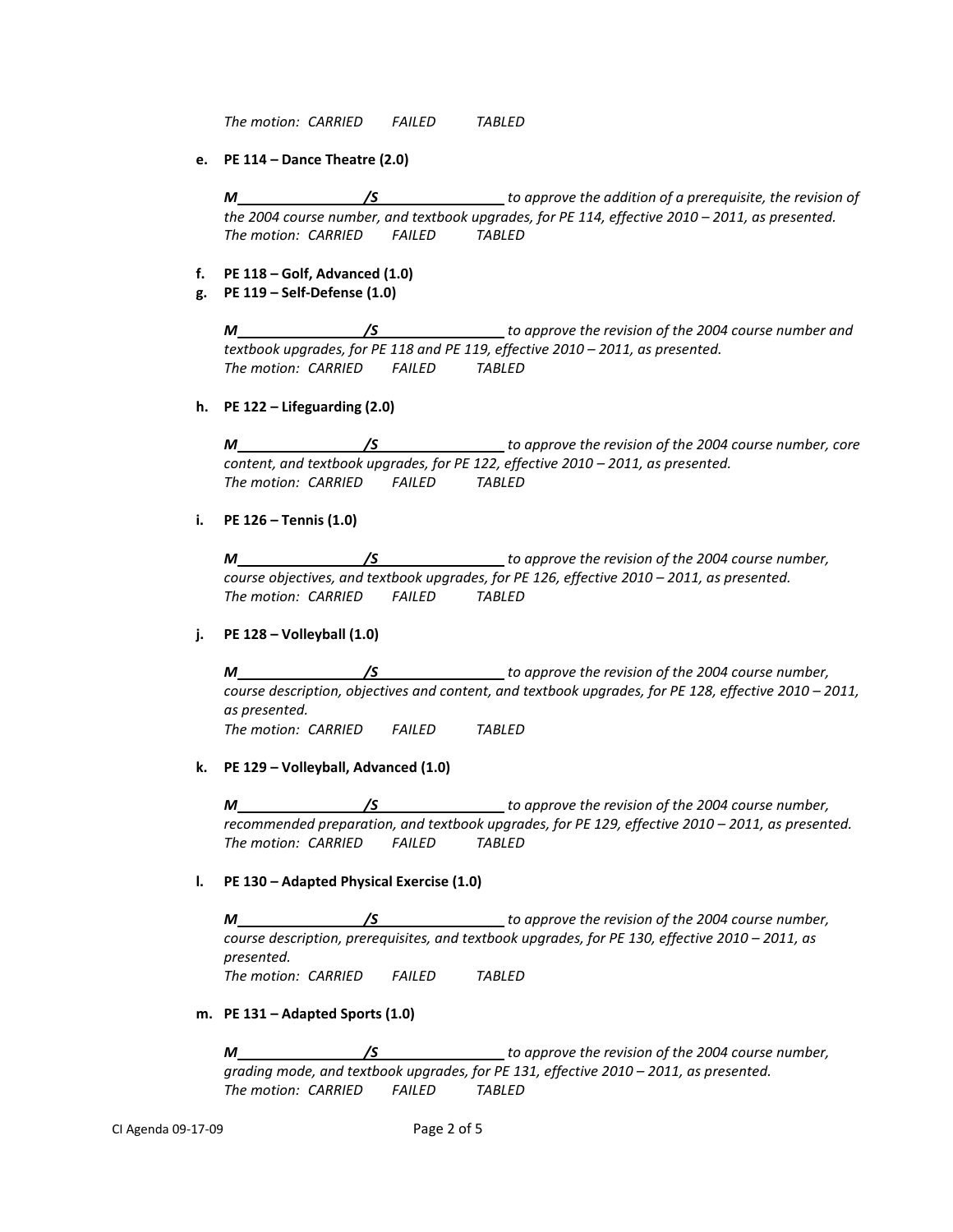*The motion: CARRIED FAILED TABLED*

**e. PE 114 – Dance Theatre (2.0)**

***M*\_\_\_\_\_\_\_\_\_\_\_\_\_\_\_\_ */S*\_\_\_\_\_\_\_\_\_\_\_\_\_\_\_\_ *to approve the addition of a prerequisite, the revision of the 2004 course number, and textbook upgrades, for PE 114, effective 2010 – 2011, as presented.*
*The motion: CARRIED FAILED TABLED*

**f. PE 118 – Golf, Advanced (1.0)**
**g. PE 119 – Self-Defense (1.0)**

***M*\_\_\_\_\_\_\_\_\_\_\_\_\_\_\_\_ */S*\_\_\_\_\_\_\_\_\_\_\_\_\_\_\_\_ *to approve the revision of the 2004 course number and textbook upgrades, for PE 118 and PE 119, effective 2010 – 2011, as presented.*
*The motion: CARRIED FAILED TABLED*

**h. PE 122 – Lifeguarding (2.0)**

***M*\_\_\_\_\_\_\_\_\_\_\_\_\_\_\_\_ */S*\_\_\_\_\_\_\_\_\_\_\_\_\_\_\_\_ *to approve the revision of the 2004 course number, core content, and textbook upgrades, for PE 122, effective 2010 – 2011, as presented.*
*The motion: CARRIED FAILED TABLED*

**i. PE 126 – Tennis (1.0)**

***M*\_\_\_\_\_\_\_\_\_\_\_\_\_\_\_\_ */S*\_\_\_\_\_\_\_\_\_\_\_\_\_\_\_\_ *to approve the revision of the 2004 course number, course objectives, and textbook upgrades, for PE 126, effective 2010 – 2011, as presented.*
*The motion: CARRIED FAILED TABLED*

**j. PE 128 – Volleyball (1.0)**

***M*\_\_\_\_\_\_\_\_\_\_\_\_\_\_\_\_ */S*\_\_\_\_\_\_\_\_\_\_\_\_\_\_\_\_ *to approve the revision of the 2004 course number, course description, objectives and content, and textbook upgrades, for PE 128, effective 2010 – 2011, as presented.*
*The motion: CARRIED FAILED TABLED*

**k. PE 129 – Volleyball, Advanced (1.0)**

***M*\_\_\_\_\_\_\_\_\_\_\_\_\_\_\_\_ */S*\_\_\_\_\_\_\_\_\_\_\_\_\_\_\_\_ *to approve the revision of the 2004 course number, recommended preparation, and textbook upgrades, for PE 129, effective 2010 – 2011, as presented.*
*The motion: CARRIED FAILED TABLED*

**l. PE 130 – Adapted Physical Exercise (1.0)**

***M*\_\_\_\_\_\_\_\_\_\_\_\_\_\_\_\_ */S*\_\_\_\_\_\_\_\_\_\_\_\_\_\_\_\_ *to approve the revision of the 2004 course number, course description, prerequisites, and textbook upgrades, for PE 130, effective 2010 – 2011, as presented.*
*The motion: CARRIED FAILED TABLED*

**m. PE 131 – Adapted Sports (1.0)**

***M*\_\_\_\_\_\_\_\_\_\_\_\_\_\_\_\_ */S*\_\_\_\_\_\_\_\_\_\_\_\_\_\_\_\_ *to approve the revision of the 2004 course number, grading mode, and textbook upgrades, for PE 131, effective 2010 – 2011, as presented.*
*The motion: CARRIED FAILED TABLED*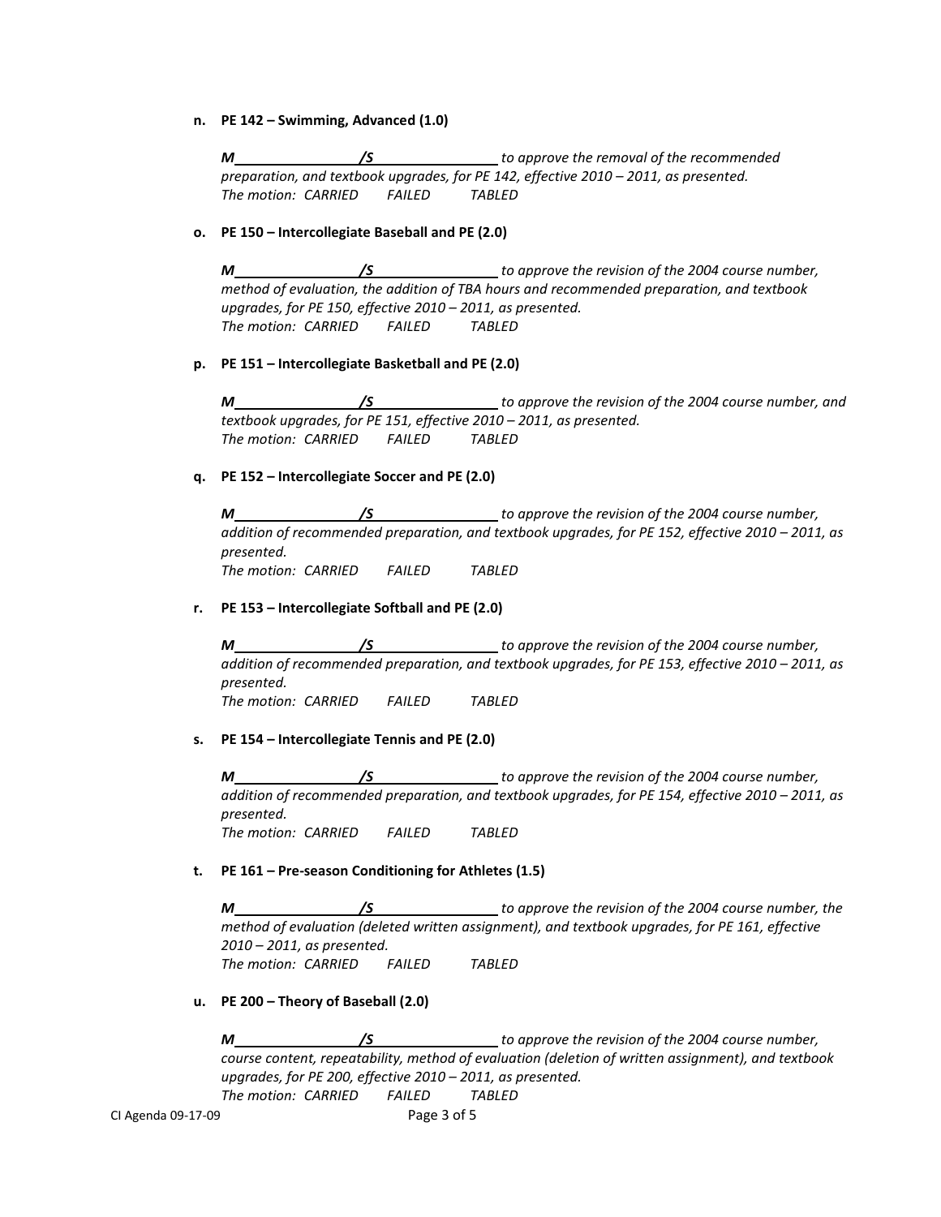**n. PE 142 – Swimming, Advanced (1.0)**

***M________________/S________________*** *to approve the removal of the recommended preparation, and textbook upgrades, for PE 142, effective 2010 – 2011, as presented.*
*The motion: CARRIED FAILED TABLED*

**o. PE 150 – Intercollegiate Baseball and PE (2.0)**

***M________________/S________________*** *to approve the revision of the 2004 course number, method of evaluation, the addition of TBA hours and recommended preparation, and textbook upgrades, for PE 150, effective 2010 – 2011, as presented.*
*The motion: CARRIED FAILED TABLED*

**p. PE 151 – Intercollegiate Basketball and PE (2.0)**

***M________________/S________________*** *to approve the revision of the 2004 course number, and textbook upgrades, for PE 151, effective 2010 – 2011, as presented.*
*The motion: CARRIED FAILED TABLED*

**q. PE 152 – Intercollegiate Soccer and PE (2.0)**

***M________________/S________________*** *to approve the revision of the 2004 course number, addition of recommended preparation, and textbook upgrades, for PE 152, effective 2010 – 2011, as presented.*
*The motion: CARRIED FAILED TABLED*

**r. PE 153 – Intercollegiate Softball and PE (2.0)**

***M________________/S________________*** *to approve the revision of the 2004 course number, addition of recommended preparation, and textbook upgrades, for PE 153, effective 2010 – 2011, as presented.*
*The motion: CARRIED FAILED TABLED*

**s. PE 154 – Intercollegiate Tennis and PE (2.0)**

***M________________/S________________*** *to approve the revision of the 2004 course number, addition of recommended preparation, and textbook upgrades, for PE 154, effective 2010 – 2011, as presented.*
*The motion: CARRIED FAILED TABLED*

**t. PE 161 – Pre-season Conditioning for Athletes (1.5)**

***M________________/S________________*** *to approve the revision of the 2004 course number, the method of evaluation (deleted written assignment), and textbook upgrades, for PE 161, effective 2010 – 2011, as presented.*
*The motion: CARRIED FAILED TABLED*

**u. PE 200 – Theory of Baseball (2.0)**

***M________________/S________________*** *to approve the revision of the 2004 course number, course content, repeatability, method of evaluation (deletion of written assignment), and textbook upgrades, for PE 200, effective 2010 – 2011, as presented.*
*The motion: CARRIED FAILED TABLED*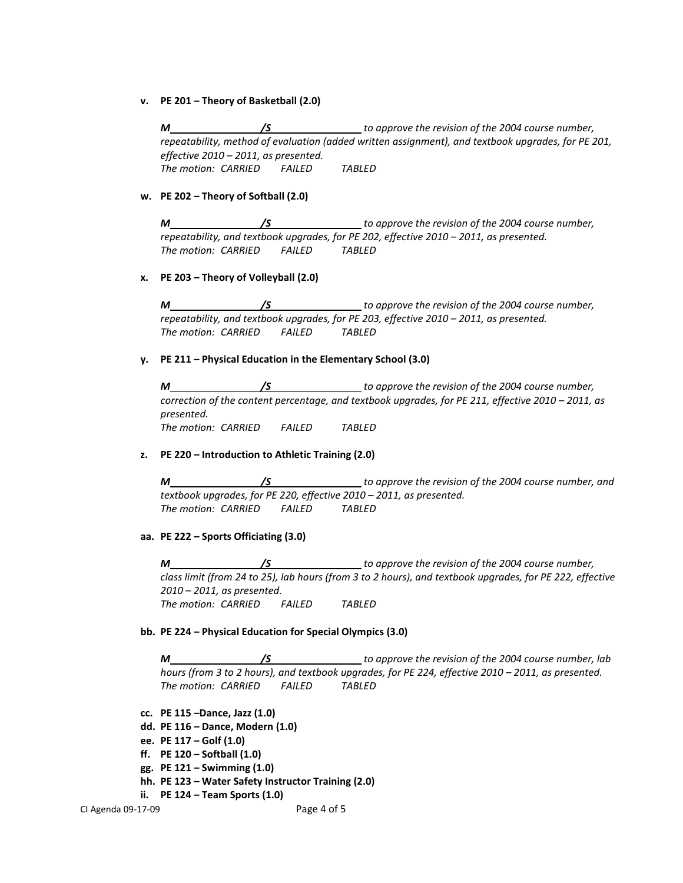**v. PE 201 – Theory of Basketball (2.0)**

*M________________/S________________ to approve the revision of the 2004 course number, repeatability, method of evaluation (added written assignment), and textbook upgrades, for PE 201, effective 2010 – 2011, as presented.*
*The motion: CARRIED FAILED TABLED*

**w. PE 202 – Theory of Softball (2.0)**

*M________________/S________________ to approve the revision of the 2004 course number, repeatability, and textbook upgrades, for PE 202, effective 2010 – 2011, as presented.*
*The motion: CARRIED FAILED TABLED*

**x. PE 203 – Theory of Volleyball (2.0)**

*M________________/S________________ to approve the revision of the 2004 course number, repeatability, and textbook upgrades, for PE 203, effective 2010 – 2011, as presented.*
*The motion: CARRIED FAILED TABLED*

**y. PE 211 – Physical Education in the Elementary School (3.0)**

*M________________/S________________ to approve the revision of the 2004 course number, correction of the content percentage, and textbook upgrades, for PE 211, effective 2010 – 2011, as presented.*
*The motion: CARRIED FAILED TABLED*

**z. PE 220 – Introduction to Athletic Training (2.0)**

*M________________/S________________ to approve the revision of the 2004 course number, and textbook upgrades, for PE 220, effective 2010 – 2011, as presented.*
*The motion: CARRIED FAILED TABLED*

**aa. PE 222 – Sports Officiating (3.0)**

*M________________/S________________ to approve the revision of the 2004 course number, class limit (from 24 to 25), lab hours (from 3 to 2 hours), and textbook upgrades, for PE 222, effective 2010 – 2011, as presented.*
*The motion: CARRIED FAILED TABLED*

**bb. PE 224 – Physical Education for Special Olympics (3.0)**

*M________________/S________________ to approve the revision of the 2004 course number, lab hours (from 3 to 2 hours), and textbook upgrades, for PE 224, effective 2010 – 2011, as presented.*
*The motion: CARRIED FAILED TABLED*

**cc. PE 115 –Dance, Jazz (1.0)**
**dd. PE 116 – Dance, Modern (1.0)**
**ee. PE 117 – Golf (1.0)**
**ff. PE 120 – Softball (1.0)**
**gg. PE 121 – Swimming (1.0)**
**hh. PE 123 – Water Safety Instructor Training (2.0)**
**ii. PE 124 – Team Sports (1.0)**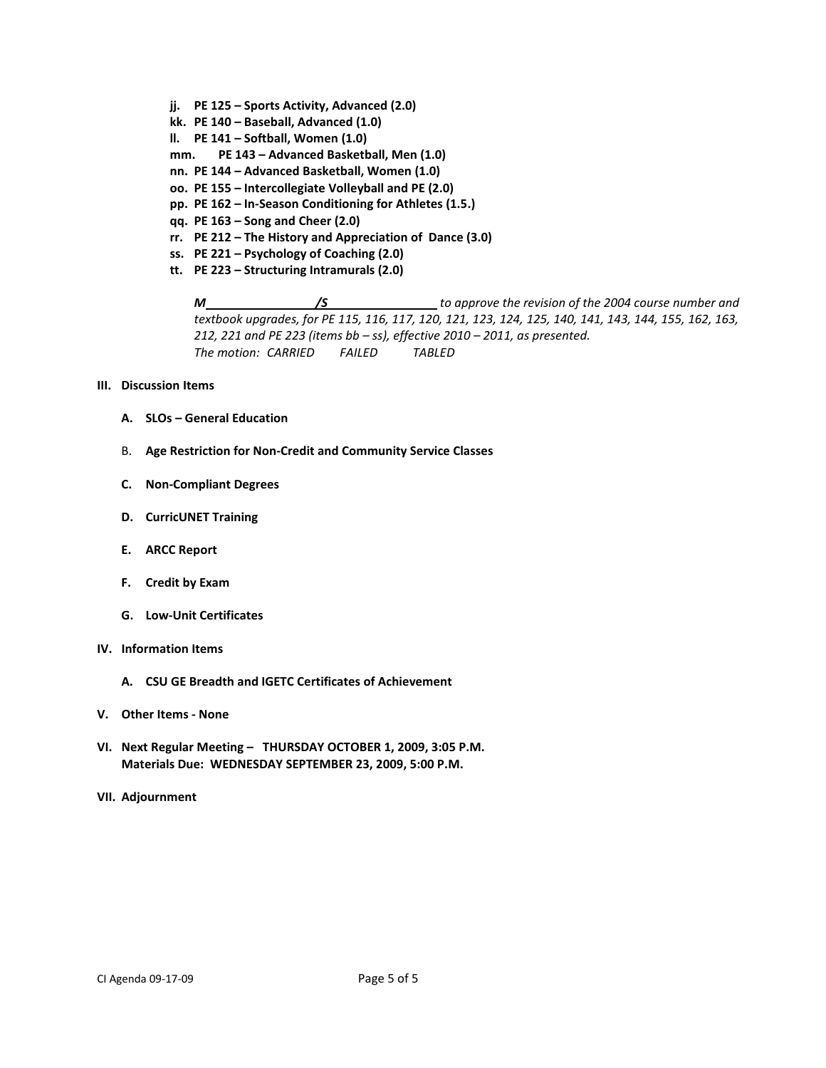- **jj. PE 125 – Sports Activity, Advanced (2.0)**
- **kk. PE 140 – Baseball, Advanced (1.0)**
- **ll. PE 141 – Softball, Women (1.0)**
- **mm. PE 143 – Advanced Basketball, Men (1.0)**
- **nn. PE 144 – Advanced Basketball, Women (1.0)**
- **oo. PE 155 – Intercollegiate Volleyball and PE (2.0)**
- **pp. PE 162 – In-Season Conditioning for Athletes (1.5.)**
- **qq. PE 163 – Song and Cheer (2.0)**
- **rr. PE 212 – The History and Appreciation of Dance (3.0)**
- **ss. PE 221 – Psychology of Coaching (2.0)**
- **tt. PE 223 – Structuring Intramurals (2.0)**

***M________________/S________________*** *to approve the revision of the 2004 course number and textbook upgrades, for PE 115, 116, 117, 120, 121, 123, 124, 125, 140, 141, 143, 144, 155, 162, 163, 212, 221 and PE 223 (items bb – ss), effective 2010 – 2011, as presented.*
*The motion: CARRIED FAILED TABLED*

**III. Discussion Items**

- **A. SLOs – General Education**
- B. **Age Restriction for Non-Credit and Community Service Classes**
- **C. Non-Compliant Degrees**
- **D. CurricUNET Training**
- **E. ARCC Report**
- **F. Credit by Exam**
- **G. Low-Unit Certificates**

**IV. Information Items**

- **A. CSU GE Breadth and IGETC Certificates of Achievement**

**V. Other Items - None**

**VI. Next Regular Meeting – THURSDAY OCTOBER 1, 2009, 3:05 P.M.**
**Materials Due: WEDNESDAY SEPTEMBER 23, 2009, 5:00 P.M.**

**VII. Adjournment**